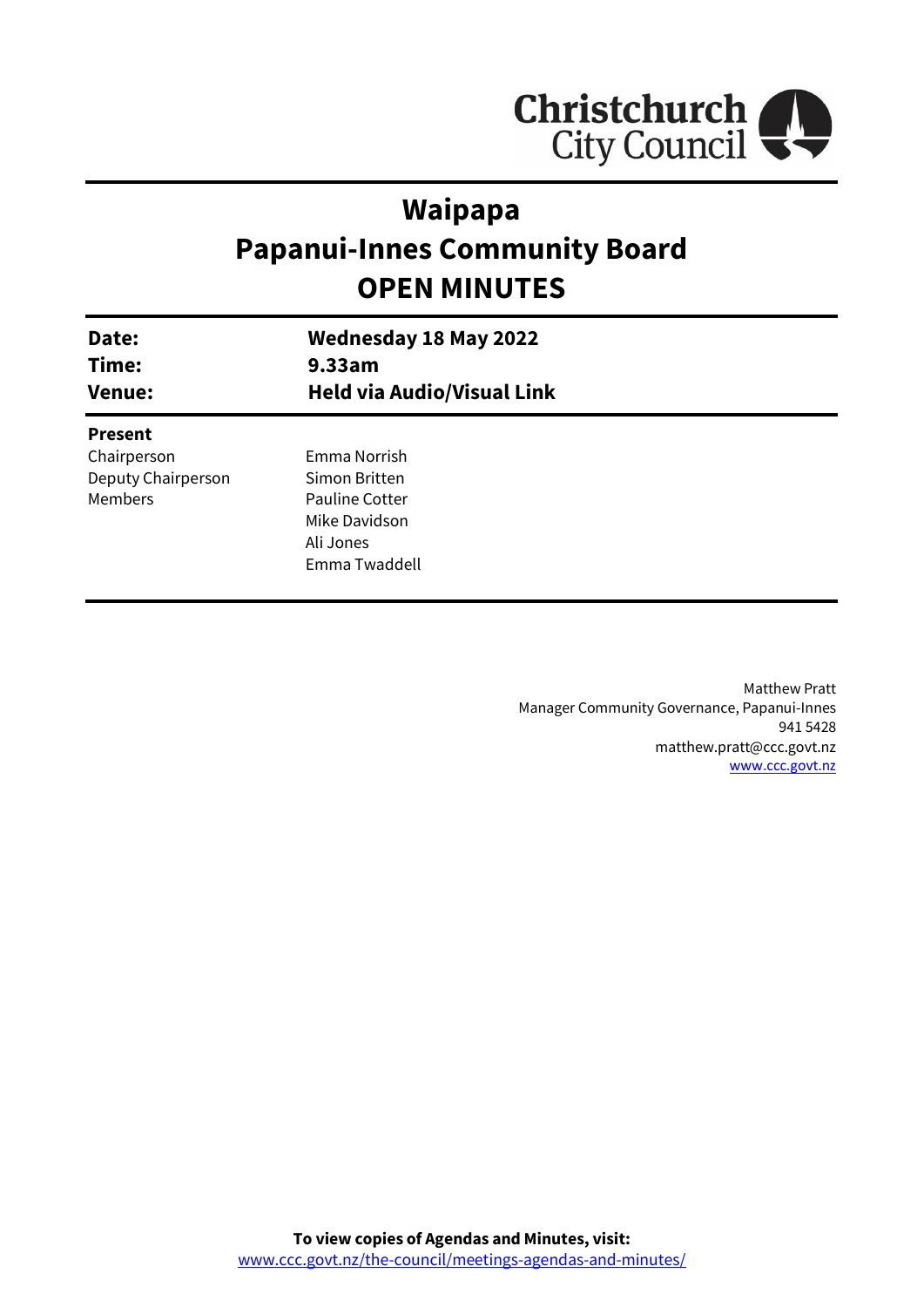# Waipapa
# Papanui-Innes Community Board
# OPEN MINUTES

| | |
|---|---|
| **Date:** | **Wednesday 18 May 2022** |
| **Time:** | **9.33am** |
| **Venue:** | **Held via Audio/Visual Link** |

**Present**

| | |
|---|---|
| Chairperson | Emma Norrish |
| Deputy Chairperson | Simon Britten |
| Members | Pauline Cotter |
| | Mike Davidson |
| | Ali Jones |
| | Emma Twaddell |

Matthew Pratt
Manager Community Governance, Papanui-Innes
941 5428
matthew.pratt@ccc.govt.nz
www.ccc.govt.nz

**To view copies of Agendas and Minutes, visit:**
www.ccc.govt.nz/the-council/meetings-agendas-and-minutes/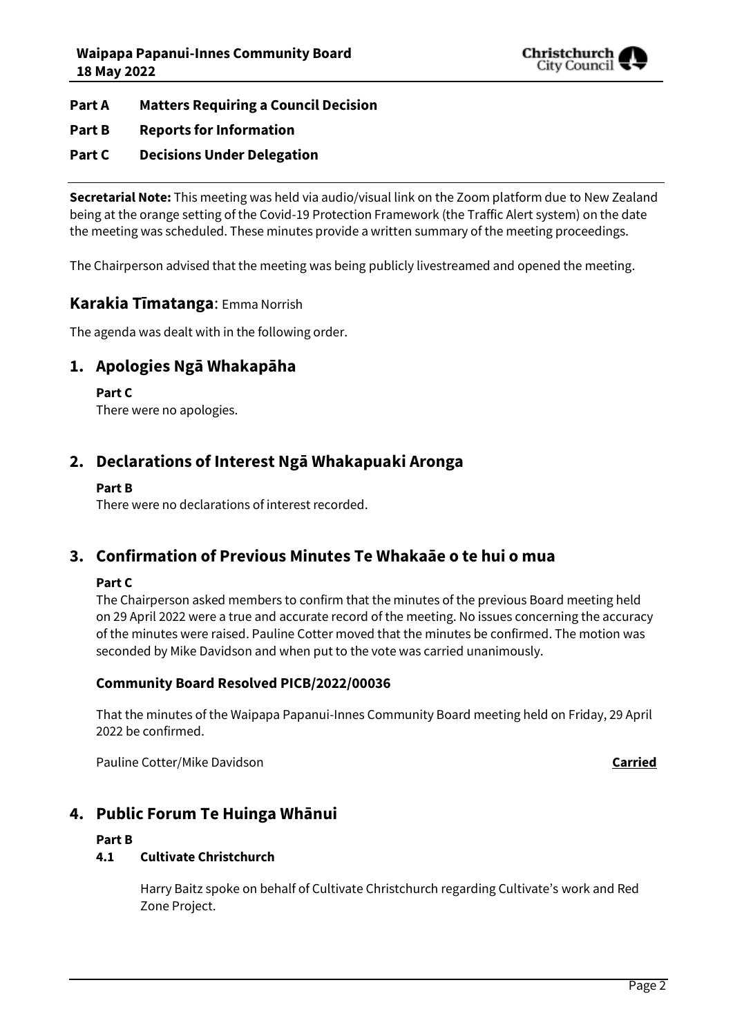**Part A Matters Requiring a Council Decision**

**Part B Reports for Information**

**Part C Decisions Under Delegation**

---

**Secretarial Note:** This meeting was held via audio/visual link on the Zoom platform due to New Zealand being at the orange setting of the Covid-19 Protection Framework (the Traffic Alert system) on the date the meeting was scheduled. These minutes provide a written summary of the meeting proceedings.

The Chairperson advised that the meeting was being publicly livestreamed and opened the meeting.

## Karakia Tīmatanga: Emma Norrish

The agenda was dealt with in the following order.

## 1. Apologies Ngā Whakapāha

**Part C**

There were no apologies.

## 2. Declarations of Interest Ngā Whakapuaki Aronga

**Part B**

There were no declarations of interest recorded.

## 3. Confirmation of Previous Minutes Te Whakaāe o te hui o mua

**Part C**

The Chairperson asked members to confirm that the minutes of the previous Board meeting held on 29 April 2022 were a true and accurate record of the meeting. No issues concerning the accuracy of the minutes were raised. Pauline Cotter moved that the minutes be confirmed. The motion was seconded by Mike Davidson and when put to the vote was carried unanimously.

### Community Board Resolved PICB/2022/00036

That the minutes of the Waipapa Papanui-Innes Community Board meeting held on Friday, 29 April 2022 be confirmed.

Pauline Cotter/Mike Davidson **Carried**

## 4. Public Forum Te Huinga Whānui

**Part B**

### 4.1 Cultivate Christchurch

Harry Baitz spoke on behalf of Cultivate Christchurch regarding Cultivate's work and Red Zone Project.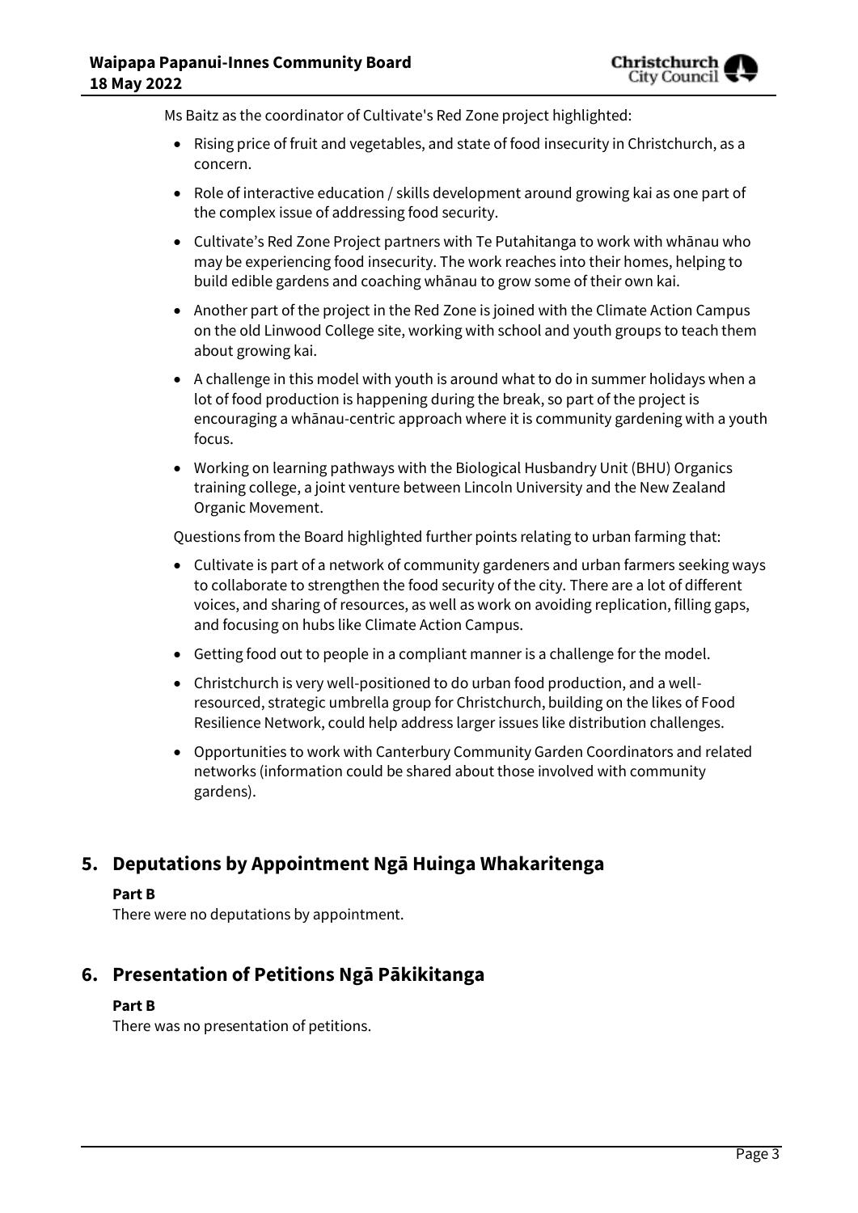Ms Baitz as the coordinator of Cultivate's Red Zone project highlighted:

- Rising price of fruit and vegetables, and state of food insecurity in Christchurch, as a concern.
- Role of interactive education / skills development around growing kai as one part of the complex issue of addressing food security.
- Cultivate's Red Zone Project partners with Te Putahitanga to work with whānau who may be experiencing food insecurity. The work reaches into their homes, helping to build edible gardens and coaching whānau to grow some of their own kai.
- Another part of the project in the Red Zone is joined with the Climate Action Campus on the old Linwood College site, working with school and youth groups to teach them about growing kai.
- A challenge in this model with youth is around what to do in summer holidays when a lot of food production is happening during the break, so part of the project is encouraging a whānau-centric approach where it is community gardening with a youth focus.
- Working on learning pathways with the Biological Husbandry Unit (BHU) Organics training college, a joint venture between Lincoln University and the New Zealand Organic Movement.

Questions from the Board highlighted further points relating to urban farming that:

- Cultivate is part of a network of community gardeners and urban farmers seeking ways to collaborate to strengthen the food security of the city. There are a lot of different voices, and sharing of resources, as well as work on avoiding replication, filling gaps, and focusing on hubs like Climate Action Campus.
- Getting food out to people in a compliant manner is a challenge for the model.
- Christchurch is very well-positioned to do urban food production, and a well-resourced, strategic umbrella group for Christchurch, building on the likes of Food Resilience Network, could help address larger issues like distribution challenges.
- Opportunities to work with Canterbury Community Garden Coordinators and related networks (information could be shared about those involved with community gardens).

## 5. Deputations by Appointment Ngā Huinga Whakaritenga

**Part B**

There were no deputations by appointment.

## 6. Presentation of Petitions Ngā Pākikitanga

**Part B**

There was no presentation of petitions.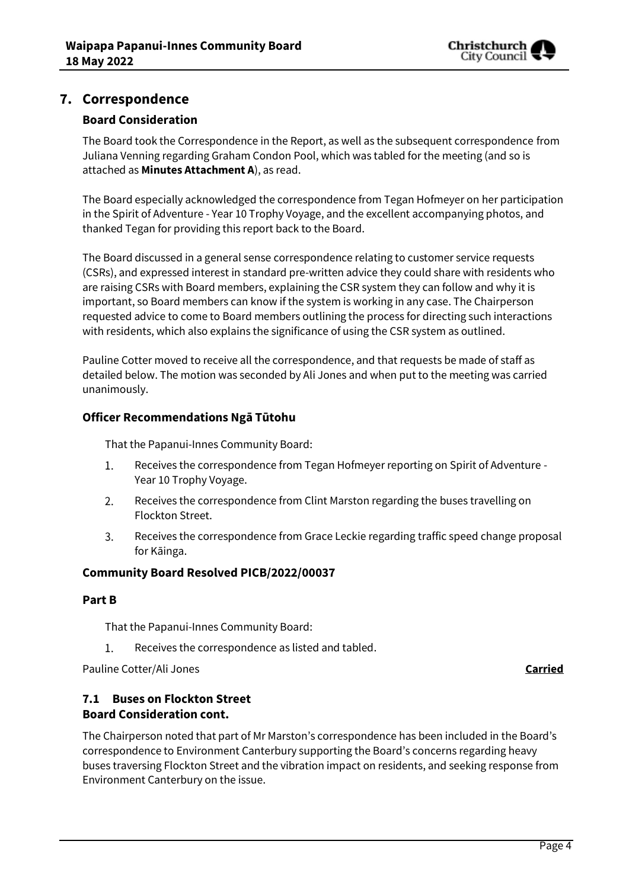## 7. Correspondence

### Board Consideration

The Board took the Correspondence in the Report, as well as the subsequent correspondence from Juliana Venning regarding Graham Condon Pool, which was tabled for the meeting (and so is attached as **Minutes Attachment A**), as read.

The Board especially acknowledged the correspondence from Tegan Hofmeyer on her participation in the Spirit of Adventure - Year 10 Trophy Voyage, and the excellent accompanying photos, and thanked Tegan for providing this report back to the Board.

The Board discussed in a general sense correspondence relating to customer service requests (CSRs), and expressed interest in standard pre-written advice they could share with residents who are raising CSRs with Board members, explaining the CSR system they can follow and why it is important, so Board members can know if the system is working in any case. The Chairperson requested advice to come to Board members outlining the process for directing such interactions with residents, which also explains the significance of using the CSR system as outlined.

Pauline Cotter moved to receive all the correspondence, and that requests be made of staff as detailed below. The motion was seconded by Ali Jones and when put to the meeting was carried unanimously.

### Officer Recommendations Ngā Tūtohu

That the Papanui-Innes Community Board:

1. Receives the correspondence from Tegan Hofmeyer reporting on Spirit of Adventure - Year 10 Trophy Voyage.
2. Receives the correspondence from Clint Marston regarding the buses travelling on Flockton Street.
3. Receives the correspondence from Grace Leckie regarding traffic speed change proposal for Kāinga.

### Community Board Resolved PICB/2022/00037

### Part B

That the Papanui-Innes Community Board:

1. Receives the correspondence as listed and tabled.

Pauline Cotter/Ali Jones **Carried**

### 7.1 Buses on Flockton Street
### Board Consideration cont.

The Chairperson noted that part of Mr Marston's correspondence has been included in the Board's correspondence to Environment Canterbury supporting the Board's concerns regarding heavy buses traversing Flockton Street and the vibration impact on residents, and seeking response from Environment Canterbury on the issue.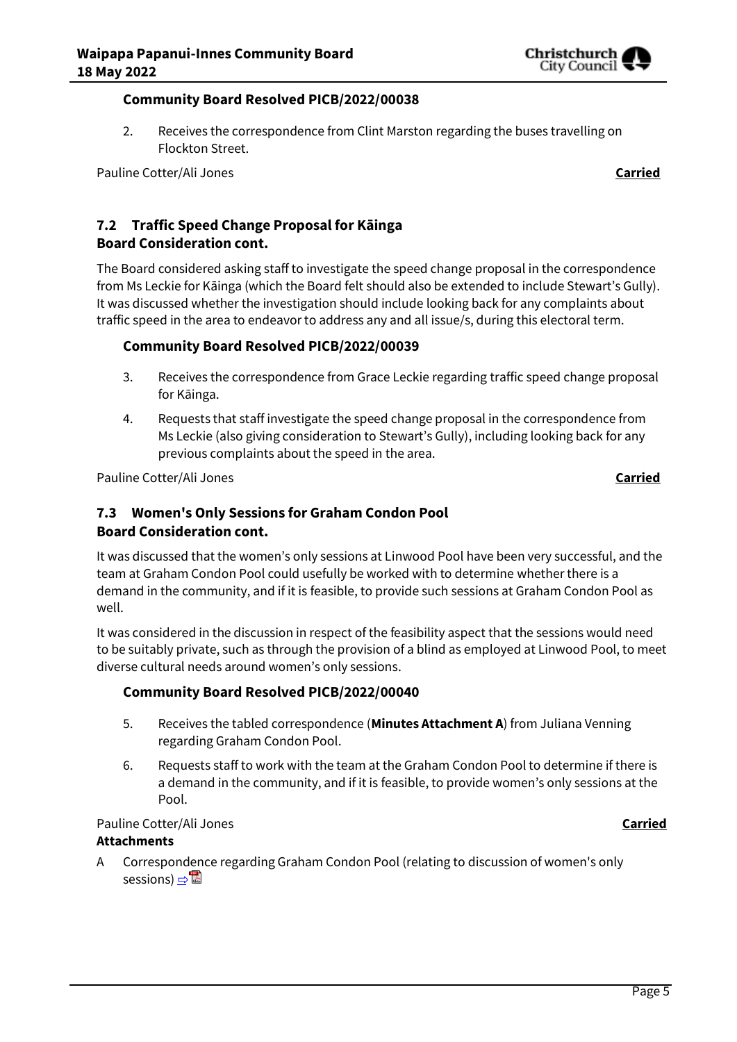**Community Board Resolved PICB/2022/00038**

2. Receives the correspondence from Clint Marston regarding the buses travelling on Flockton Street.

Pauline Cotter/Ali Jones **Carried**

## 7.2 Traffic Speed Change Proposal for Kāinga

**Board Consideration cont.**

The Board considered asking staff to investigate the speed change proposal in the correspondence from Ms Leckie for Kāinga (which the Board felt should also be extended to include Stewart's Gully). It was discussed whether the investigation should include looking back for any complaints about traffic speed in the area to endeavor to address any and all issue/s, during this electoral term.

**Community Board Resolved PICB/2022/00039**

3. Receives the correspondence from Grace Leckie regarding traffic speed change proposal for Kāinga.
4. Requests that staff investigate the speed change proposal in the correspondence from Ms Leckie (also giving consideration to Stewart's Gully), including looking back for any previous complaints about the speed in the area.

Pauline Cotter/Ali Jones **Carried**

## 7.3 Women's Only Sessions for Graham Condon Pool

**Board Consideration cont.**

It was discussed that the women's only sessions at Linwood Pool have been very successful, and the team at Graham Condon Pool could usefully be worked with to determine whether there is a demand in the community, and if it is feasible, to provide such sessions at Graham Condon Pool as well.

It was considered in the discussion in respect of the feasibility aspect that the sessions would need to be suitably private, such as through the provision of a blind as employed at Linwood Pool, to meet diverse cultural needs around women's only sessions.

**Community Board Resolved PICB/2022/00040**

5. Receives the tabled correspondence (**Minutes Attachment A**) from Juliana Venning regarding Graham Condon Pool.
6. Requests staff to work with the team at the Graham Condon Pool to determine if there is a demand in the community, and if it is feasible, to provide women's only sessions at the Pool.

Pauline Cotter/Ali Jones **Carried**

**Attachments**

A Correspondence regarding Graham Condon Pool (relating to discussion of women's only sessions) ⇨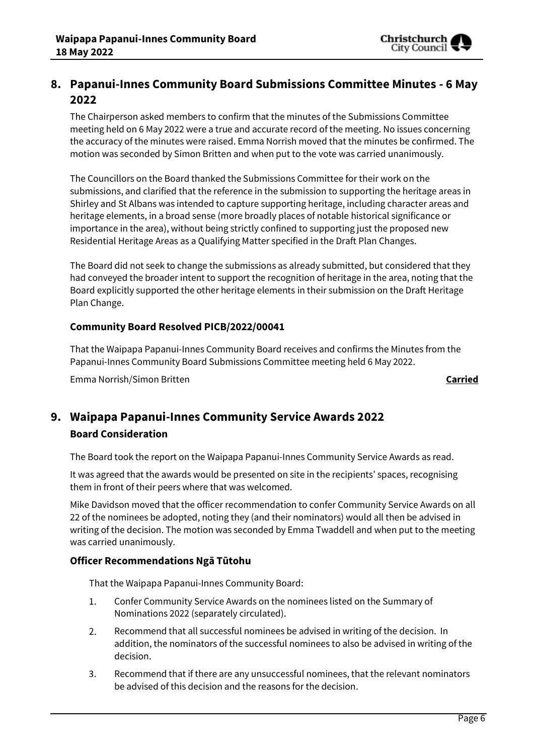## 8. Papanui-Innes Community Board Submissions Committee Minutes - 6 May 2022

The Chairperson asked members to confirm that the minutes of the Submissions Committee meeting held on 6 May 2022 were a true and accurate record of the meeting. No issues concerning the accuracy of the minutes were raised. Emma Norrish moved that the minutes be confirmed. The motion was seconded by Simon Britten and when put to the vote was carried unanimously.

The Councillors on the Board thanked the Submissions Committee for their work on the submissions, and clarified that the reference in the submission to supporting the heritage areas in Shirley and St Albans was intended to capture supporting heritage, including character areas and heritage elements, in a broad sense (more broadly places of notable historical significance or importance in the area), without being strictly confined to supporting just the proposed new Residential Heritage Areas as a Qualifying Matter specified in the Draft Plan Changes.

The Board did not seek to change the submissions as already submitted, but considered that they had conveyed the broader intent to support the recognition of heritage in the area, noting that the Board explicitly supported the other heritage elements in their submission on the Draft Heritage Plan Change.

### Community Board Resolved PICB/2022/00041

That the Waipapa Papanui-Innes Community Board receives and confirms the Minutes from the Papanui-Innes Community Board Submissions Committee meeting held 6 May 2022.

Emma Norrish/Simon Britten **Carried**

## 9. Waipapa Papanui-Innes Community Service Awards 2022

### Board Consideration

The Board took the report on the Waipapa Papanui-Innes Community Service Awards as read.

It was agreed that the awards would be presented on site in the recipients' spaces, recognising them in front of their peers where that was welcomed.

Mike Davidson moved that the officer recommendation to confer Community Service Awards on all 22 of the nominees be adopted, noting they (and their nominators) would all then be advised in writing of the decision. The motion was seconded by Emma Twaddell and when put to the meeting was carried unanimously.

### Officer Recommendations Ngā Tūtohu

That the Waipapa Papanui-Innes Community Board:

1. Confer Community Service Awards on the nominees listed on the Summary of Nominations 2022 (separately circulated).
2. Recommend that all successful nominees be advised in writing of the decision. In addition, the nominators of the successful nominees to also be advised in writing of the decision.
3. Recommend that if there are any unsuccessful nominees, that the relevant nominators be advised of this decision and the reasons for the decision.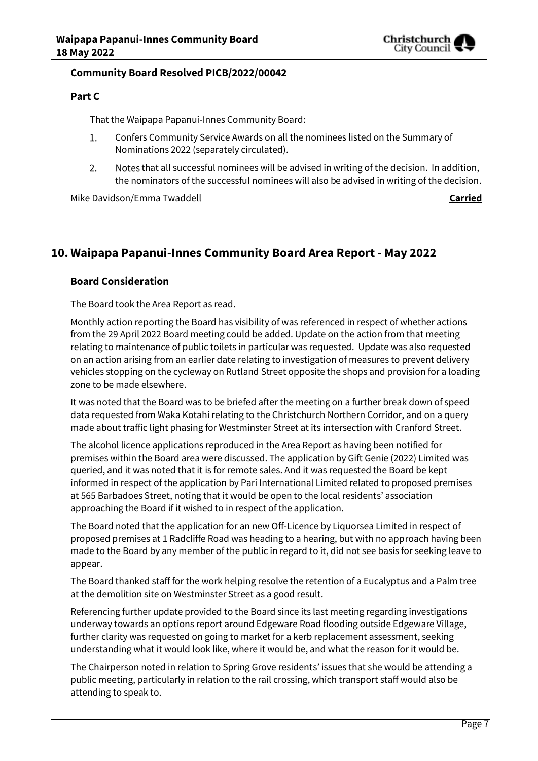**Community Board Resolved PICB/2022/00042**

**Part C**

That the Waipapa Papanui-Innes Community Board:

1. Confers Community Service Awards on all the nominees listed on the Summary of Nominations 2022 (separately circulated).
2. Notes that all successful nominees will be advised in writing of the decision. In addition, the nominators of the successful nominees will also be advised in writing of the decision.

Mike Davidson/Emma Twaddell **Carried**

## 10. Waipapa Papanui-Innes Community Board Area Report - May 2022

### Board Consideration

The Board took the Area Report as read.

Monthly action reporting the Board has visibility of was referenced in respect of whether actions from the 29 April 2022 Board meeting could be added. Update on the action from that meeting relating to maintenance of public toilets in particular was requested. Update was also requested on an action arising from an earlier date relating to investigation of measures to prevent delivery vehicles stopping on the cycleway on Rutland Street opposite the shops and provision for a loading zone to be made elsewhere.

It was noted that the Board was to be briefed after the meeting on a further break down of speed data requested from Waka Kotahi relating to the Christchurch Northern Corridor, and on a query made about traffic light phasing for Westminster Street at its intersection with Cranford Street.

The alcohol licence applications reproduced in the Area Report as having been notified for premises within the Board area were discussed. The application by Gift Genie (2022) Limited was queried, and it was noted that it is for remote sales. And it was requested the Board be kept informed in respect of the application by Pari International Limited related to proposed premises at 565 Barbadoes Street, noting that it would be open to the local residents' association approaching the Board if it wished to in respect of the application.

The Board noted that the application for an new Off-Licence by Liquorsea Limited in respect of proposed premises at 1 Radcliffe Road was heading to a hearing, but with no approach having been made to the Board by any member of the public in regard to it, did not see basis for seeking leave to appear.

The Board thanked staff for the work helping resolve the retention of a Eucalyptus and a Palm tree at the demolition site on Westminster Street as a good result.

Referencing further update provided to the Board since its last meeting regarding investigations underway towards an options report around Edgeware Road flooding outside Edgeware Village, further clarity was requested on going to market for a kerb replacement assessment, seeking understanding what it would look like, where it would be, and what the reason for it would be.

The Chairperson noted in relation to Spring Grove residents' issues that she would be attending a public meeting, particularly in relation to the rail crossing, which transport staff would also be attending to speak to.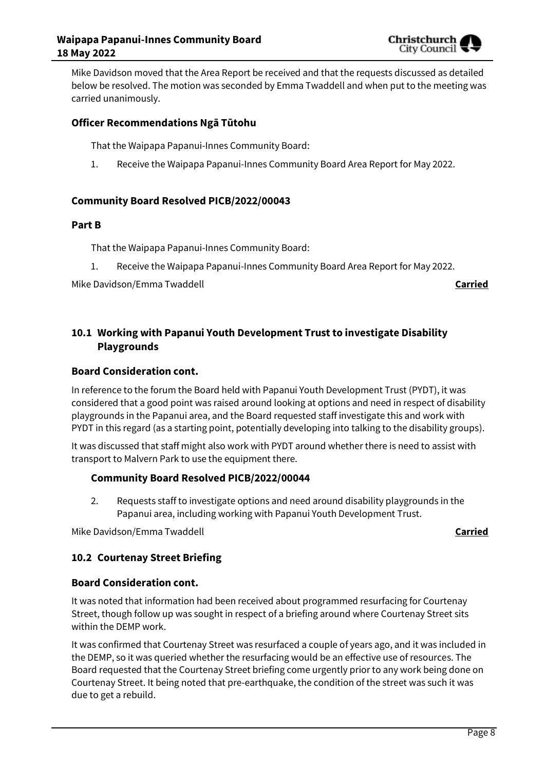Mike Davidson moved that the Area Report be received and that the requests discussed as detailed below be resolved. The motion was seconded by Emma Twaddell and when put to the meeting was carried unanimously.

### Officer Recommendations Ngā Tūtohu

That the Waipapa Papanui-Innes Community Board:

1. Receive the Waipapa Papanui-Innes Community Board Area Report for May 2022.

### Community Board Resolved PICB/2022/00043

### Part B

That the Waipapa Papanui-Innes Community Board:

1. Receive the Waipapa Papanui-Innes Community Board Area Report for May 2022.

Mike Davidson/Emma Twaddell **Carried**

## 10.1 Working with Papanui Youth Development Trust to investigate Disability Playgrounds

### Board Consideration cont.

In reference to the forum the Board held with Papanui Youth Development Trust (PYDT), it was considered that a good point was raised around looking at options and need in respect of disability playgrounds in the Papanui area, and the Board requested staff investigate this and work with PYDT in this regard (as a starting point, potentially developing into talking to the disability groups).

It was discussed that staff might also work with PYDT around whether there is need to assist with transport to Malvern Park to use the equipment there.

### Community Board Resolved PICB/2022/00044

2. Requests staff to investigate options and need around disability playgrounds in the Papanui area, including working with Papanui Youth Development Trust.

Mike Davidson/Emma Twaddell **Carried**

## 10.2 Courtenay Street Briefing

### Board Consideration cont.

It was noted that information had been received about programmed resurfacing for Courtenay Street, though follow up was sought in respect of a briefing around where Courtenay Street sits within the DEMP work.

It was confirmed that Courtenay Street was resurfaced a couple of years ago, and it was included in the DEMP, so it was queried whether the resurfacing would be an effective use of resources. The Board requested that the Courtenay Street briefing come urgently prior to any work being done on Courtenay Street. It being noted that pre-earthquake, the condition of the street was such it was due to get a rebuild.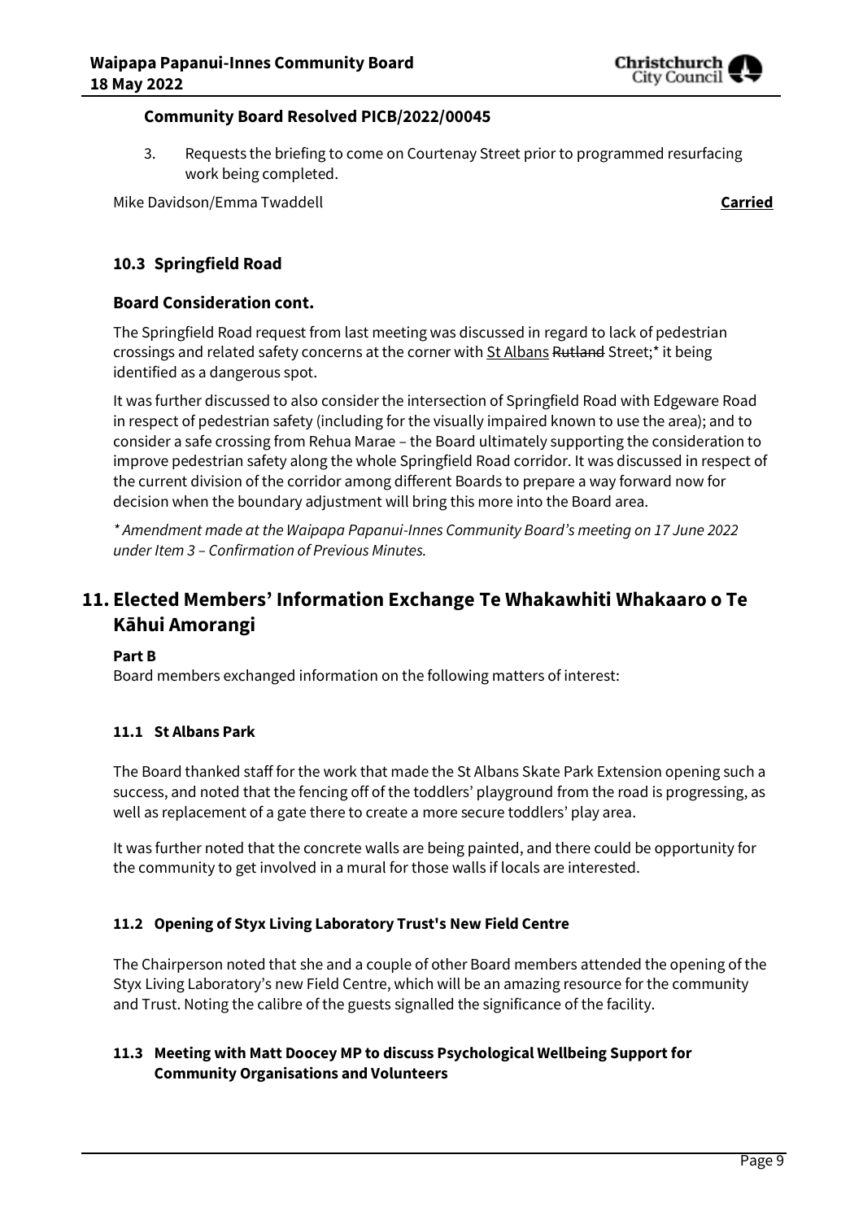**Community Board Resolved PICB/2022/00045**

3. Requests the briefing to come on Courtenay Street prior to programmed resurfacing work being completed.

Mike Davidson/Emma Twaddell **Carried**

### 10.3 Springfield Road

### Board Consideration cont.

The Springfield Road request from last meeting was discussed in regard to lack of pedestrian crossings and related safety concerns at the corner with St Albans ~~Rutland~~ Street;* it being identified as a dangerous spot.

It was further discussed to also consider the intersection of Springfield Road with Edgeware Road in respect of pedestrian safety (including for the visually impaired known to use the area); and to consider a safe crossing from Rehua Marae – the Board ultimately supporting the consideration to improve pedestrian safety along the whole Springfield Road corridor. It was discussed in respect of the current division of the corridor among different Boards to prepare a way forward now for decision when the boundary adjustment will bring this more into the Board area.

*\* Amendment made at the Waipapa Papanui-Innes Community Board's meeting on 17 June 2022 under Item 3 – Confirmation of Previous Minutes.*

## 11. Elected Members' Information Exchange Te Whakawhiti Whakaaro o Te Kāhui Amorangi

**Part B**

Board members exchanged information on the following matters of interest:

#### 11.1 St Albans Park

The Board thanked staff for the work that made the St Albans Skate Park Extension opening such a success, and noted that the fencing off of the toddlers' playground from the road is progressing, as well as replacement of a gate there to create a more secure toddlers' play area.

It was further noted that the concrete walls are being painted, and there could be opportunity for the community to get involved in a mural for those walls if locals are interested.

#### 11.2 Opening of Styx Living Laboratory Trust's New Field Centre

The Chairperson noted that she and a couple of other Board members attended the opening of the Styx Living Laboratory's new Field Centre, which will be an amazing resource for the community and Trust. Noting the calibre of the guests signalled the significance of the facility.

#### 11.3 Meeting with Matt Doocey MP to discuss Psychological Wellbeing Support for Community Organisations and Volunteers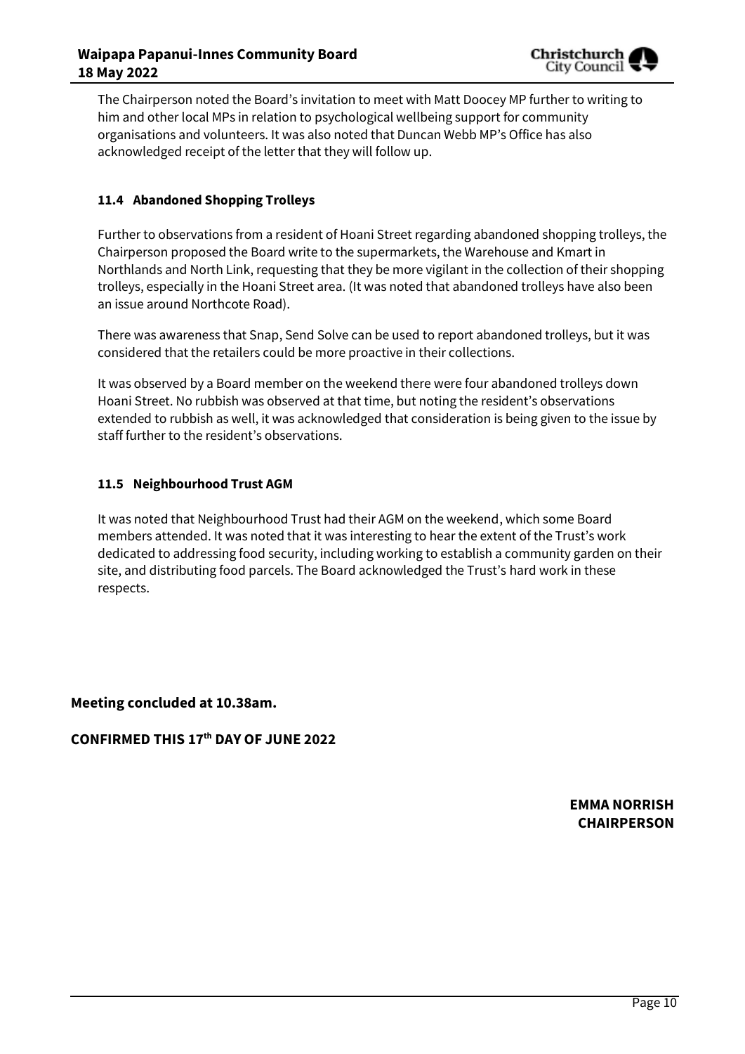The Chairperson noted the Board's invitation to meet with Matt Doocey MP further to writing to him and other local MPs in relation to psychological wellbeing support for community organisations and volunteers. It was also noted that Duncan Webb MP's Office has also acknowledged receipt of the letter that they will follow up.

### 11.4 Abandoned Shopping Trolleys

Further to observations from a resident of Hoani Street regarding abandoned shopping trolleys, the Chairperson proposed the Board write to the supermarkets, the Warehouse and Kmart in Northlands and North Link, requesting that they be more vigilant in the collection of their shopping trolleys, especially in the Hoani Street area. (It was noted that abandoned trolleys have also been an issue around Northcote Road).

There was awareness that Snap, Send Solve can be used to report abandoned trolleys, but it was considered that the retailers could be more proactive in their collections.

It was observed by a Board member on the weekend there were four abandoned trolleys down Hoani Street. No rubbish was observed at that time, but noting the resident's observations extended to rubbish as well, it was acknowledged that consideration is being given to the issue by staff further to the resident's observations.

### 11.5 Neighbourhood Trust AGM

It was noted that Neighbourhood Trust had their AGM on the weekend, which some Board members attended. It was noted that it was interesting to hear the extent of the Trust's work dedicated to addressing food security, including working to establish a community garden on their site, and distributing food parcels. The Board acknowledged the Trust's hard work in these respects.

**Meeting concluded at 10.38am.**

**CONFIRMED THIS 17th DAY OF JUNE 2022**

**EMMA NORRISH**
**CHAIRPERSON**